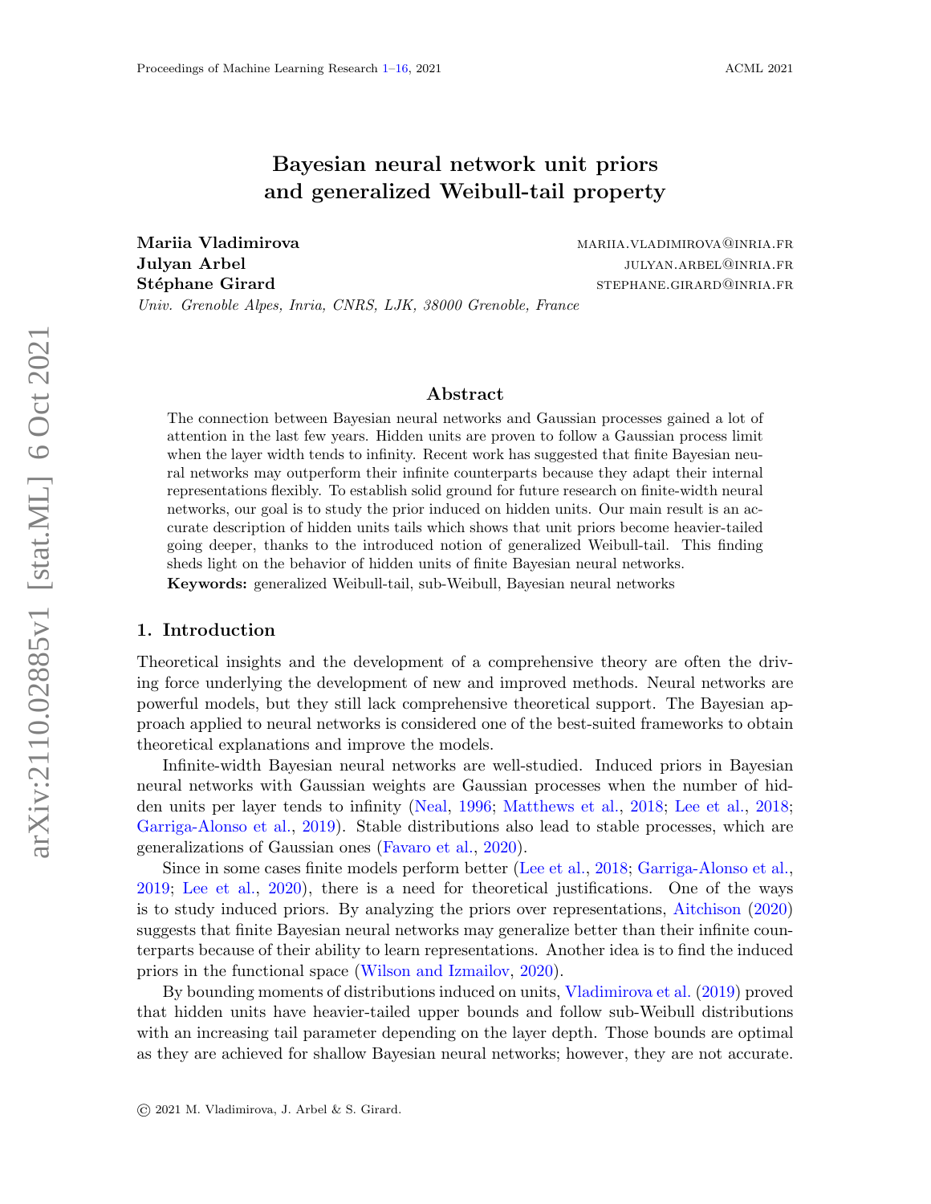# Bayesian neural network unit priors and generalized Weibull-tail property

**Mariia Vladimirova** mariia.vladimirova@inria.fr
**Julyan Arbel** julyan.arbel@inria.fr
**Stéphane Girard** stephane.girard@inria.fr

*Univ. Grenoble Alpes, Inria, CNRS, LJK, 38000 Grenoble, France*

## Abstract

The connection between Bayesian neural networks and Gaussian processes gained a lot of attention in the last few years. Hidden units are proven to follow a Gaussian process limit when the layer width tends to infinity. Recent work has suggested that finite Bayesian neural networks may outperform their infinite counterparts because they adapt their internal representations flexibly. To establish solid ground for future research on finite-width neural networks, our goal is to study the prior induced on hidden units. Our main result is an accurate description of hidden units tails which shows that unit priors become heavier-tailed going deeper, thanks to the introduced notion of generalized Weibull-tail. This finding sheds light on the behavior of hidden units of finite Bayesian neural networks.

**Keywords:** generalized Weibull-tail, sub-Weibull, Bayesian neural networks

## 1. Introduction

Theoretical insights and the development of a comprehensive theory are often the driving force underlying the development of new and improved methods. Neural networks are powerful models, but they still lack comprehensive theoretical support. The Bayesian approach applied to neural networks is considered one of the best-suited frameworks to obtain theoretical explanations and improve the models.

Infinite-width Bayesian neural networks are well-studied. Induced priors in Bayesian neural networks with Gaussian weights are Gaussian processes when the number of hidden units per layer tends to infinity (Neal, 1996; Matthews et al., 2018; Lee et al., 2018; Garriga-Alonso et al., 2019). Stable distributions also lead to stable processes, which are generalizations of Gaussian ones (Favaro et al., 2020).

Since in some cases finite models perform better (Lee et al., 2018; Garriga-Alonso et al., 2019; Lee et al., 2020), there is a need for theoretical justifications. One of the ways is to study induced priors. By analyzing the priors over representations, Aitchison (2020) suggests that finite Bayesian neural networks may generalize better than their infinite counterparts because of their ability to learn representations. Another idea is to find the induced priors in the functional space (Wilson and Izmailov, 2020).

By bounding moments of distributions induced on units, Vladimirova et al. (2019) proved that hidden units have heavier-tailed upper bounds and follow sub-Weibull distributions with an increasing tail parameter depending on the layer depth. Those bounds are optimal as they are achieved for shallow Bayesian neural networks; however, they are not accurate.

© 2021 M. Vladimirova, J. Arbel & S. Girard.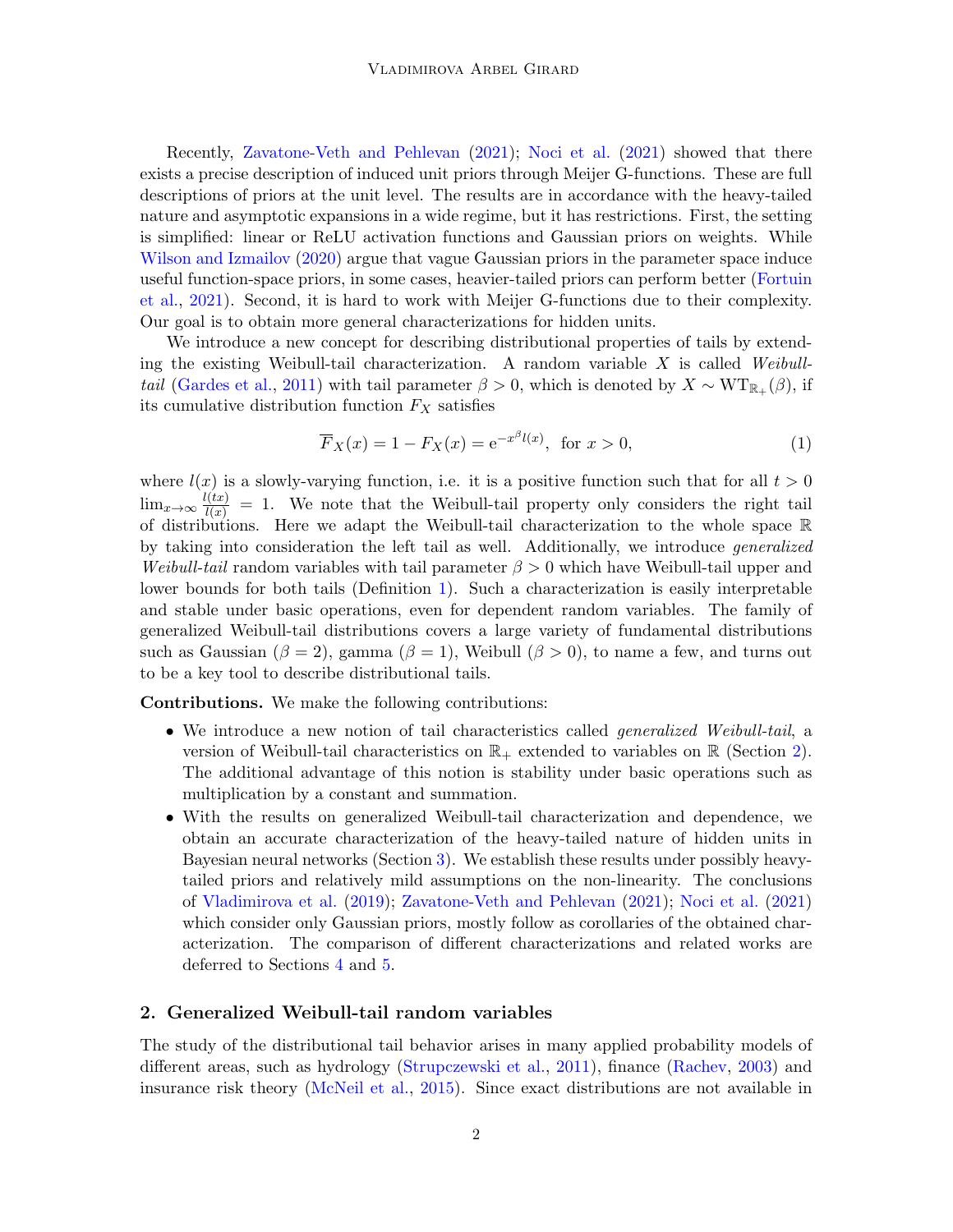Recently, Zavatone-Veth and Pehlevan (2021); Noci et al. (2021) showed that there exists a precise description of induced unit priors through Meijer G-functions. These are full descriptions of priors at the unit level. The results are in accordance with the heavy-tailed nature and asymptotic expansions in a wide regime, but it has restrictions. First, the setting is simplified: linear or ReLU activation functions and Gaussian priors on weights. While Wilson and Izmailov (2020) argue that vague Gaussian priors in the parameter space induce useful function-space priors, in some cases, heavier-tailed priors can perform better (Fortuin et al., 2021). Second, it is hard to work with Meijer G-functions due to their complexity. Our goal is to obtain more general characterizations for hidden units.

We introduce a new concept for describing distributional properties of tails by extending the existing Weibull-tail characterization. A random variable $X$ is called *Weibull-tail* (Gardes et al., 2011) with tail parameter $\beta > 0$, which is denoted by $X \sim \mathrm{WT}_{\mathbb{R}_+}(\beta)$, if its cumulative distribution function $F_X$ satisfies

$$\overline{F}_X(x) = 1 - F_X(x) = \mathrm{e}^{-x^{\beta} l(x)}, \text{ for } x > 0, \tag{1}$$

where $l(x)$ is a slowly-varying function, i.e. it is a positive function such that for all $t > 0$ $\lim_{x\to\infty} \frac{l(tx)}{l(x)} = 1$. We note that the Weibull-tail property only considers the right tail of distributions. Here we adapt the Weibull-tail characterization to the whole space $\mathbb{R}$ by taking into consideration the left tail as well. Additionally, we introduce *generalized Weibull-tail* random variables with tail parameter $\beta > 0$ which have Weibull-tail upper and lower bounds for both tails (Definition 1). Such a characterization is easily interpretable and stable under basic operations, even for dependent random variables. The family of generalized Weibull-tail distributions covers a large variety of fundamental distributions such as Gaussian ($\beta = 2$), gamma ($\beta = 1$), Weibull ($\beta > 0$), to name a few, and turns out to be a key tool to describe distributional tails.

**Contributions.** We make the following contributions:

- We introduce a new notion of tail characteristics called *generalized Weibull-tail*, a version of Weibull-tail characteristics on $\mathbb{R}_+$ extended to variables on $\mathbb{R}$ (Section 2). The additional advantage of this notion is stability under basic operations such as multiplication by a constant and summation.
- With the results on generalized Weibull-tail characterization and dependence, we obtain an accurate characterization of the heavy-tailed nature of hidden units in Bayesian neural networks (Section 3). We establish these results under possibly heavy-tailed priors and relatively mild assumptions on the non-linearity. The conclusions of Vladimirova et al. (2019); Zavatone-Veth and Pehlevan (2021); Noci et al. (2021) which consider only Gaussian priors, mostly follow as corollaries of the obtained characterization. The comparison of different characterizations and related works are deferred to Sections 4 and 5.

## 2. Generalized Weibull-tail random variables

The study of the distributional tail behavior arises in many applied probability models of different areas, such as hydrology (Strupczewski et al., 2011), finance (Rachev, 2003) and insurance risk theory (McNeil et al., 2015). Since exact distributions are not available in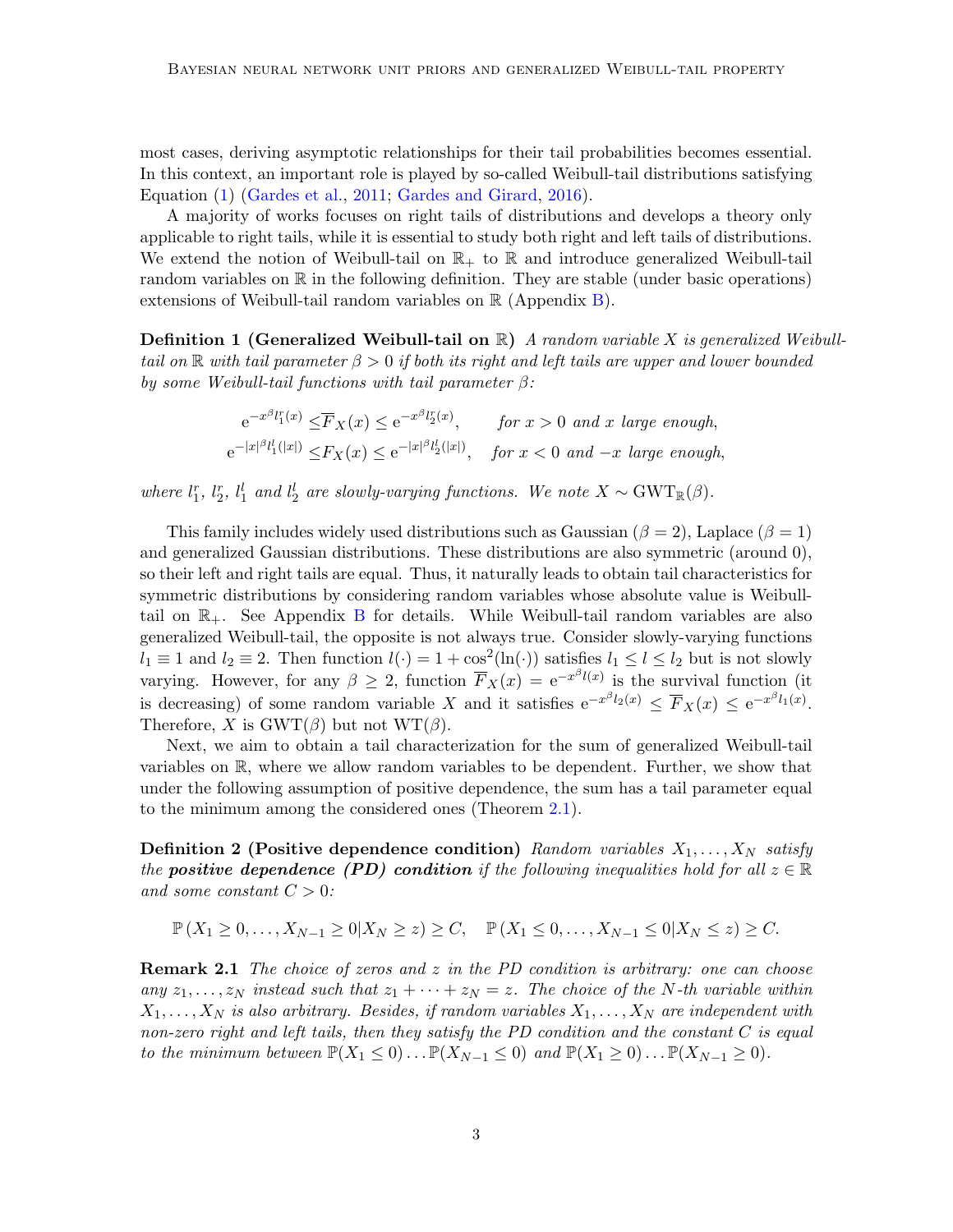most cases, deriving asymptotic relationships for their tail probabilities becomes essential. In this context, an important role is played by so-called Weibull-tail distributions satisfying Equation (1) (Gardes et al., 2011; Gardes and Girard, 2016).

A majority of works focuses on right tails of distributions and develops a theory only applicable to right tails, while it is essential to study both right and left tails of distributions. We extend the notion of Weibull-tail on $\mathbb{R}_+$ to $\mathbb{R}$ and introduce generalized Weibull-tail random variables on $\mathbb{R}$ in the following definition. They are stable (under basic operations) extensions of Weibull-tail random variables on $\mathbb{R}$ (Appendix B).

**Definition 1 (Generalized Weibull-tail on $\mathbb{R}$)** *A random variable $X$ is generalized Weibull-tail on $\mathbb{R}$ with tail parameter $\beta > 0$ if both its right and left tails are upper and lower bounded by some Weibull-tail functions with tail parameter $\beta$:*

$$
\begin{aligned}
\mathrm{e}^{-x^{\beta} l_1^r(x)} \leq &\overline{F}_X(x) \leq \mathrm{e}^{-x^{\beta} l_2^r(x)}, \qquad \text{for } x > 0 \text{ and } x \text{ large enough},\\
\mathrm{e}^{-|x|^{\beta} l_1^l(|x|)} \leq &F_X(x) \leq \mathrm{e}^{-|x|^{\beta} l_2^l(|x|)}, \quad \text{for } x < 0 \text{ and } -x \text{ large enough},
\end{aligned}
$$

*where $l_1^r$, $l_2^r$, $l_1^l$ and $l_2^l$ are slowly-varying functions. We note $X \sim \mathrm{GWT}_{\mathbb{R}}(\beta)$.*

This family includes widely used distributions such as Gaussian ($\beta = 2$), Laplace ($\beta = 1$) and generalized Gaussian distributions. These distributions are also symmetric (around 0), so their left and right tails are equal. Thus, it naturally leads to obtain tail characteristics for symmetric distributions by considering random variables whose absolute value is Weibull-tail on $\mathbb{R}_+$. See Appendix B for details. While Weibull-tail random variables are also generalized Weibull-tail, the opposite is not always true. Consider slowly-varying functions $l_1 \equiv 1$ and $l_2 \equiv 2$. Then function $l(\cdot) = 1 + \cos^2(\ln(\cdot))$ satisfies $l_1 \leq l \leq l_2$ but is not slowly varying. However, for any $\beta \geq 2$, function $\overline{F}_X(x) = \mathrm{e}^{-x^{\beta} l(x)}$ is the survival function (it is decreasing) of some random variable $X$ and it satisfies $\mathrm{e}^{-x^{\beta} l_2(x)} \leq \overline{F}_X(x) \leq \mathrm{e}^{-x^{\beta} l_1(x)}$. Therefore, $X$ is $\mathrm{GWT}(\beta)$ but not $\mathrm{WT}(\beta)$.

Next, we aim to obtain a tail characterization for the sum of generalized Weibull-tail variables on $\mathbb{R}$, where we allow random variables to be dependent. Further, we show that under the following assumption of positive dependence, the sum has a tail parameter equal to the minimum among the considered ones (Theorem 2.1).

**Definition 2 (Positive dependence condition)** *Random variables $X_1, \ldots, X_N$ satisfy the **positive dependence (PD) condition** if the following inequalities hold for all $z \in \mathbb{R}$ and some constant $C > 0$:*

$$
\mathbb{P}\left(X_1 \geq 0, \ldots, X_{N-1} \geq 0 | X_N \geq z\right) \geq C, \quad \mathbb{P}\left(X_1 \leq 0, \ldots, X_{N-1} \leq 0 | X_N \leq z\right) \geq C.
$$

**Remark 2.1** *The choice of zeros and $z$ in the PD condition is arbitrary: one can choose any $z_1, \ldots, z_N$ instead such that $z_1 + \cdots + z_N = z$. The choice of the $N$-th variable within $X_1, \ldots, X_N$ is also arbitrary. Besides, if random variables $X_1, \ldots, X_N$ are independent with non-zero right and left tails, then they satisfy the PD condition and the constant $C$ is equal to the minimum between $\mathbb{P}(X_1 \leq 0) \ldots \mathbb{P}(X_{N-1} \leq 0)$ and $\mathbb{P}(X_1 \geq 0) \ldots \mathbb{P}(X_{N-1} \geq 0)$.*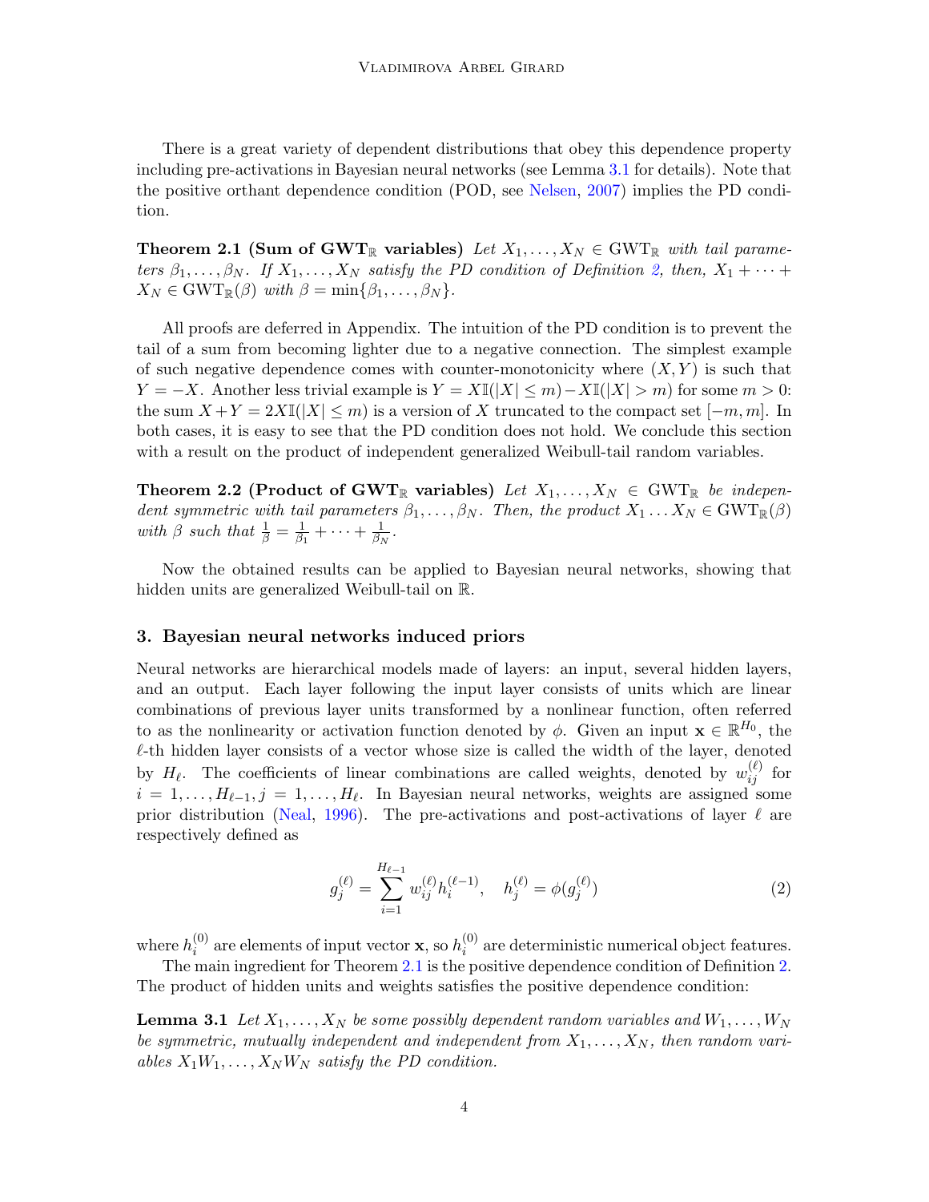There is a great variety of dependent distributions that obey this dependence property including pre-activations in Bayesian neural networks (see Lemma 3.1 for details). Note that the positive orthant dependence condition (POD, see Nelsen, 2007) implies the PD condition.

**Theorem 2.1 (Sum of $\mathrm{GWT}_{\mathbb{R}}$ variables)** *Let $X_1, \ldots, X_N \in \mathrm{GWT}_{\mathbb{R}}$ with tail parameters $\beta_1, \ldots, \beta_N$. If $X_1, \ldots, X_N$ satisfy the PD condition of Definition 2, then, $X_1 + \cdots + X_N \in \mathrm{GWT}_{\mathbb{R}}(\beta)$ with $\beta = \min\{\beta_1, \ldots, \beta_N\}$.*

All proofs are deferred in Appendix. The intuition of the PD condition is to prevent the tail of a sum from becoming lighter due to a negative connection. The simplest example of such negative dependence comes with counter-monotonicity where $(X, Y)$ is such that $Y = -X$. Another less trivial example is $Y = X\mathbb{I}(|X| \leq m) - X\mathbb{I}(|X| > m)$ for some $m > 0$: the sum $X + Y = 2X\mathbb{I}(|X| \leq m)$ is a version of $X$ truncated to the compact set $[-m, m]$. In both cases, it is easy to see that the PD condition does not hold. We conclude this section with a result on the product of independent generalized Weibull-tail random variables.

**Theorem 2.2 (Product of $\mathrm{GWT}_{\mathbb{R}}$ variables)** *Let $X_1, \ldots, X_N \in \mathrm{GWT}_{\mathbb{R}}$ be independent symmetric with tail parameters $\beta_1, \ldots, \beta_N$. Then, the product $X_1 \ldots X_N \in \mathrm{GWT}_{\mathbb{R}}(\beta)$ with $\beta$ such that $\frac{1}{\beta} = \frac{1}{\beta_1} + \cdots + \frac{1}{\beta_N}$.*

Now the obtained results can be applied to Bayesian neural networks, showing that hidden units are generalized Weibull-tail on $\mathbb{R}$.

## 3. Bayesian neural networks induced priors

Neural networks are hierarchical models made of layers: an input, several hidden layers, and an output. Each layer following the input layer consists of units which are linear combinations of previous layer units transformed by a nonlinear function, often referred to as the nonlinearity or activation function denoted by $\phi$. Given an input $\mathbf{x} \in \mathbb{R}^{H_0}$, the $\ell$-th hidden layer consists of a vector whose size is called the width of the layer, denoted by $H_\ell$. The coefficients of linear combinations are called weights, denoted by $w_{ij}^{(\ell)}$ for $i = 1, \ldots, H_{\ell-1}, j = 1, \ldots, H_\ell$. In Bayesian neural networks, weights are assigned some prior distribution (Neal, 1996). The pre-activations and post-activations of layer $\ell$ are respectively defined as

$$g_j^{(\ell)} = \sum_{i=1}^{H_{\ell-1}} w_{ij}^{(\ell)} h_i^{(\ell-1)}, \quad h_j^{(\ell)} = \phi(g_j^{(\ell)}) \tag{2}$$

where $h_i^{(0)}$ are elements of input vector $\mathbf{x}$, so $h_i^{(0)}$ are deterministic numerical object features.

The main ingredient for Theorem 2.1 is the positive dependence condition of Definition 2. The product of hidden units and weights satisfies the positive dependence condition:

**Lemma 3.1** *Let $X_1, \ldots, X_N$ be some possibly dependent random variables and $W_1, \ldots, W_N$ be symmetric, mutually independent and independent from $X_1, \ldots, X_N$, then random variables $X_1 W_1, \ldots, X_N W_N$ satisfy the PD condition.*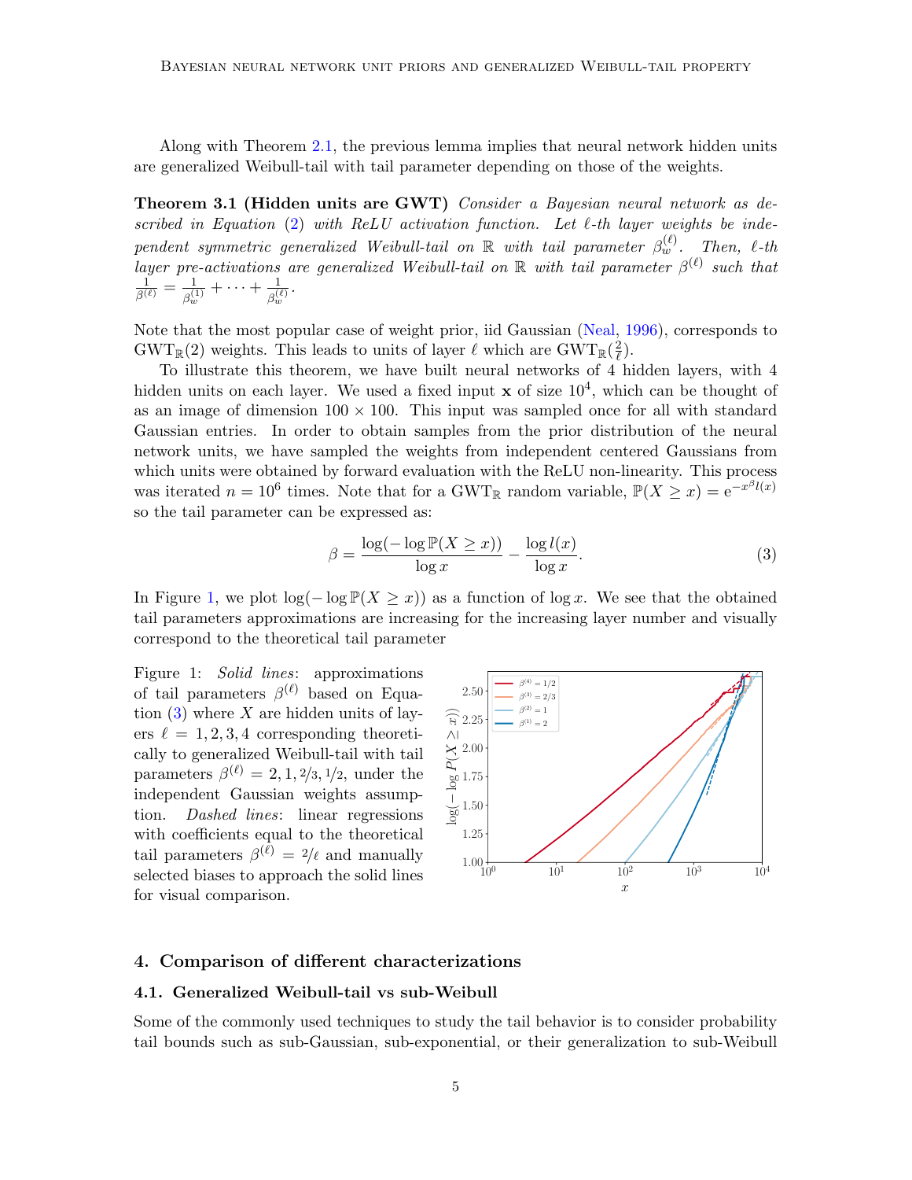Along with Theorem 2.1, the previous lemma implies that neural network hidden units are generalized Weibull-tail with tail parameter depending on those of the weights.

**Theorem 3.1 (Hidden units are GWT)** *Consider a Bayesian neural network as described in Equation (2) with ReLU activation function. Let $\ell$-th layer weights be independent symmetric generalized Weibull-tail on $\mathbb{R}$ with tail parameter $\beta_w^{(\ell)}$. Then, $\ell$-th layer pre-activations are generalized Weibull-tail on $\mathbb{R}$ with tail parameter $\beta^{(\ell)}$ such that $\frac{1}{\beta^{(\ell)}} = \frac{1}{\beta_w^{(1)}} + \cdots + \frac{1}{\beta_w^{(\ell)}}$.*

Note that the most popular case of weight prior, iid Gaussian (Neal, 1996), corresponds to $\mathrm{GWT}_{\mathbb{R}}(2)$ weights. This leads to units of layer $\ell$ which are $\mathrm{GWT}_{\mathbb{R}}(\frac{2}{\ell})$.

To illustrate this theorem, we have built neural networks of 4 hidden layers, with 4 hidden units on each layer. We used a fixed input $\mathbf{x}$ of size $10^4$, which can be thought of as an image of dimension $100 \times 100$. This input was sampled once for all with standard Gaussian entries. In order to obtain samples from the prior distribution of the neural network units, we have sampled the weights from independent centered Gaussians from which units were obtained by forward evaluation with the ReLU non-linearity. This process was iterated $n = 10^6$ times. Note that for a $\mathrm{GWT}_{\mathbb{R}}$ random variable, $\mathbb{P}(X \geq x) = \mathrm{e}^{-x^{\beta} l(x)}$ so the tail parameter can be expressed as:

$$\beta = \frac{\log(-\log \mathbb{P}(X \geq x))}{\log x} - \frac{\log l(x)}{\log x}. \tag{3}$$

In Figure 1, we plot $\log(-\log \mathbb{P}(X \geq x))$ as a function of $\log x$. We see that the obtained tail parameters approximations are increasing for the increasing layer number and visually correspond to the theoretical tail parameter

$\beta^{(4)} = 1/2$
$\beta^{(3)} = 2/3$
$\beta^{(2)} = 1$
$\beta^{(1)} = 2$

$\log(-\log P(X \geq x))$

2.50
2.25
2.00
1.75
1.50
1.25
1.00

$10^0$ $10^1$ $10^2$ $10^3$ $10^4$

$x$

Figure 1: *Solid lines*: approximations of tail parameters $\beta^{(\ell)}$ based on Equation (3) where $X$ are hidden units of layers $\ell = 1, 2, 3, 4$ corresponding theoretically to generalized Weibull-tail with tail parameters $\beta^{(\ell)} = 2, 1, 2/3, 1/2$, under the independent Gaussian weights assumption. *Dashed lines*: linear regressions with coefficients equal to the theoretical tail parameters $\beta^{(\ell)} = 2/\ell$ and manually selected biases to approach the solid lines for visual comparison.

## 4. Comparison of different characterizations

### 4.1. Generalized Weibull-tail vs sub-Weibull

Some of the commonly used techniques to study the tail behavior is to consider probability tail bounds such as sub-Gaussian, sub-exponential, or their generalization to sub-Weibull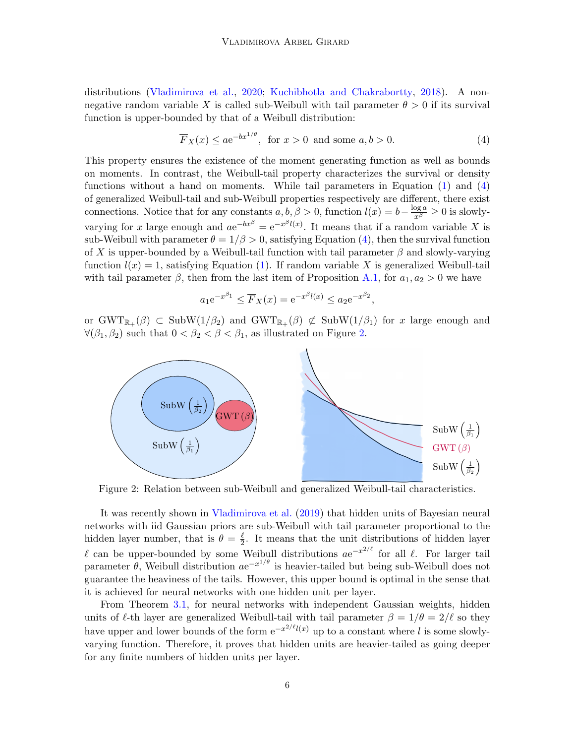distributions (Vladimirova et al., 2020; Kuchibhotla and Chakrabortty, 2018). A non-negative random variable $X$ is called sub-Weibull with tail parameter $\theta > 0$ if its survival function is upper-bounded by that of a Weibull distribution:

$$\overline{F}_X(x) \leq a\mathrm{e}^{-bx^{1/\theta}}, \text{ for } x > 0 \text{ and some } a, b > 0. \tag{4}$$

This property ensures the existence of the moment generating function as well as bounds on moments. In contrast, the Weibull-tail property characterizes the survival or density functions without a hand on moments. While tail parameters in Equation (1) and (4) of generalized Weibull-tail and sub-Weibull properties respectively are different, there exist connections. Notice that for any constants $a, b, \beta > 0$, function $l(x) = b - \frac{\log a}{x^\beta} \geq 0$ is slowly-varying for $x$ large enough and $a\mathrm{e}^{-bx^\beta} = \mathrm{e}^{-x^\beta l(x)}$. It means that if a random variable $X$ is sub-Weibull with parameter $\theta = 1/\beta > 0$, satisfying Equation (4), then the survival function of $X$ is upper-bounded by a Weibull-tail function with tail parameter $\beta$ and slowly-varying function $l(x) = 1$, satisfying Equation (1). If random variable $X$ is generalized Weibull-tail with tail parameter $\beta$, then from the last item of Proposition A.1, for $a_1, a_2 > 0$ we have

$$a_1\mathrm{e}^{-x^{\beta_1}} \leq \overline{F}_X(x) = \mathrm{e}^{-x^\beta l(x)} \leq a_2\mathrm{e}^{-x^{\beta_2}},$$

or $\mathrm{GWT}_{\mathbb{R}_+}(\beta) \subset \mathrm{SubW}(1/\beta_2)$ and $\mathrm{GWT}_{\mathbb{R}_+}(\beta) \not\subset \mathrm{SubW}(1/\beta_1)$ for $x$ large enough and $\forall(\beta_1, \beta_2)$ such that $0 < \beta_2 < \beta < \beta_1$, as illustrated on Figure 2.

$\mathrm{SubW}\left(\frac{1}{\beta_2}\right)$
$\mathrm{GWT}(\beta)$
$\mathrm{SubW}\left(\frac{1}{\beta_1}\right)$

$\mathrm{SubW}\left(\frac{1}{\beta_1}\right)$
$\mathrm{GWT}(\beta)$
$\mathrm{SubW}\left(\frac{1}{\beta_2}\right)$

Figure 2: Relation between sub-Weibull and generalized Weibull-tail characteristics.

It was recently shown in Vladimirova et al. (2019) that hidden units of Bayesian neural networks with iid Gaussian priors are sub-Weibull with tail parameter proportional to the hidden layer number, that is $\theta = \frac{\ell}{2}$. It means that the unit distributions of hidden layer $\ell$ can be upper-bounded by some Weibull distributions $a\mathrm{e}^{-x^{2/\ell}}$ for all $\ell$. For larger tail parameter $\theta$, Weibull distribution $a\mathrm{e}^{-x^{1/\theta}}$ is heavier-tailed but being sub-Weibull does not guarantee the heaviness of the tails. However, this upper bound is optimal in the sense that it is achieved for neural networks with one hidden unit per layer.

From Theorem 3.1, for neural networks with independent Gaussian weights, hidden units of $\ell$-th layer are generalized Weibull-tail with tail parameter $\beta = 1/\theta = 2/\ell$ so they have upper and lower bounds of the form $\mathrm{e}^{-x^{2/\ell} l(x)}$ up to a constant where $l$ is some slowly-varying function. Therefore, it proves that hidden units are heavier-tailed as going deeper for any finite numbers of hidden units per layer.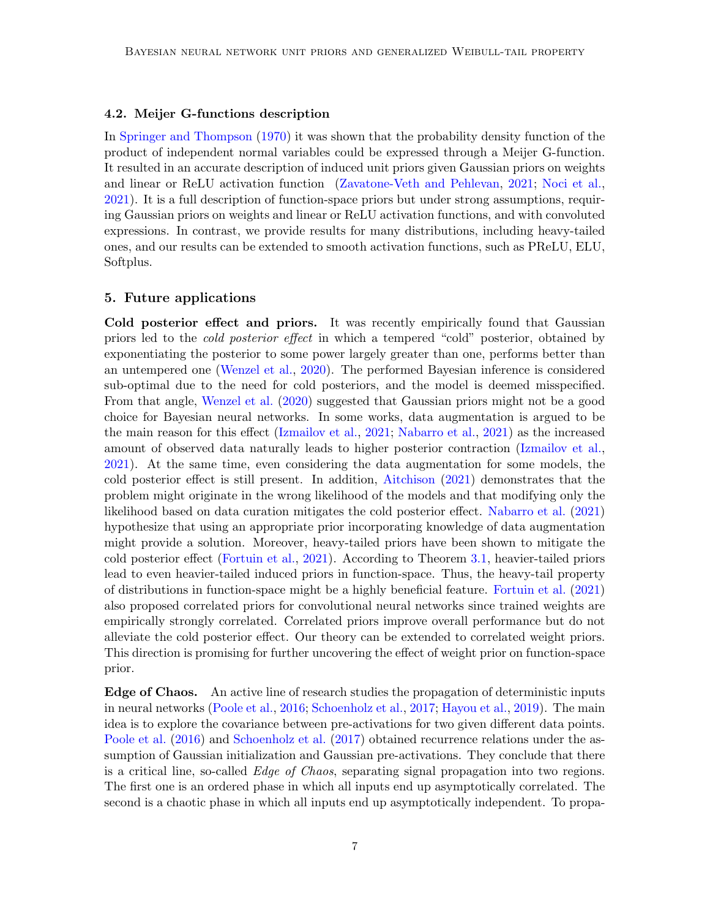### 4.2. Meijer G-functions description

In Springer and Thompson (1970) it was shown that the probability density function of the product of independent normal variables could be expressed through a Meijer G-function. It resulted in an accurate description of induced unit priors given Gaussian priors on weights and linear or ReLU activation function (Zavatone-Veth and Pehlevan, 2021; Noci et al., 2021). It is a full description of function-space priors but under strong assumptions, requiring Gaussian priors on weights and linear or ReLU activation functions, and with convoluted expressions. In contrast, we provide results for many distributions, including heavy-tailed ones, and our results can be extended to smooth activation functions, such as PReLU, ELU, Softplus.

## 5. Future applications

**Cold posterior effect and priors.** It was recently empirically found that Gaussian priors led to the *cold posterior effect* in which a tempered "cold" posterior, obtained by exponentiating the posterior to some power largely greater than one, performs better than an untempered one (Wenzel et al., 2020). The performed Bayesian inference is considered sub-optimal due to the need for cold posteriors, and the model is deemed misspecified. From that angle, Wenzel et al. (2020) suggested that Gaussian priors might not be a good choice for Bayesian neural networks. In some works, data augmentation is argued to be the main reason for this effect (Izmailov et al., 2021; Nabarro et al., 2021) as the increased amount of observed data naturally leads to higher posterior contraction (Izmailov et al., 2021). At the same time, even considering the data augmentation for some models, the cold posterior effect is still present. In addition, Aitchison (2021) demonstrates that the problem might originate in the wrong likelihood of the models and that modifying only the likelihood based on data curation mitigates the cold posterior effect. Nabarro et al. (2021) hypothesize that using an appropriate prior incorporating knowledge of data augmentation might provide a solution. Moreover, heavy-tailed priors have been shown to mitigate the cold posterior effect (Fortuin et al., 2021). According to Theorem 3.1, heavier-tailed priors lead to even heavier-tailed induced priors in function-space. Thus, the heavy-tail property of distributions in function-space might be a highly beneficial feature. Fortuin et al. (2021) also proposed correlated priors for convolutional neural networks since trained weights are empirically strongly correlated. Correlated priors improve overall performance but do not alleviate the cold posterior effect. Our theory can be extended to correlated weight priors. This direction is promising for further uncovering the effect of weight prior on function-space prior.

**Edge of Chaos.** An active line of research studies the propagation of deterministic inputs in neural networks (Poole et al., 2016; Schoenholz et al., 2017; Hayou et al., 2019). The main idea is to explore the covariance between pre-activations for two given different data points. Poole et al. (2016) and Schoenholz et al. (2017) obtained recurrence relations under the assumption of Gaussian initialization and Gaussian pre-activations. They conclude that there is a critical line, so-called *Edge of Chaos*, separating signal propagation into two regions. The first one is an ordered phase in which all inputs end up asymptotically correlated. The second is a chaotic phase in which all inputs end up asymptotically independent. To propa-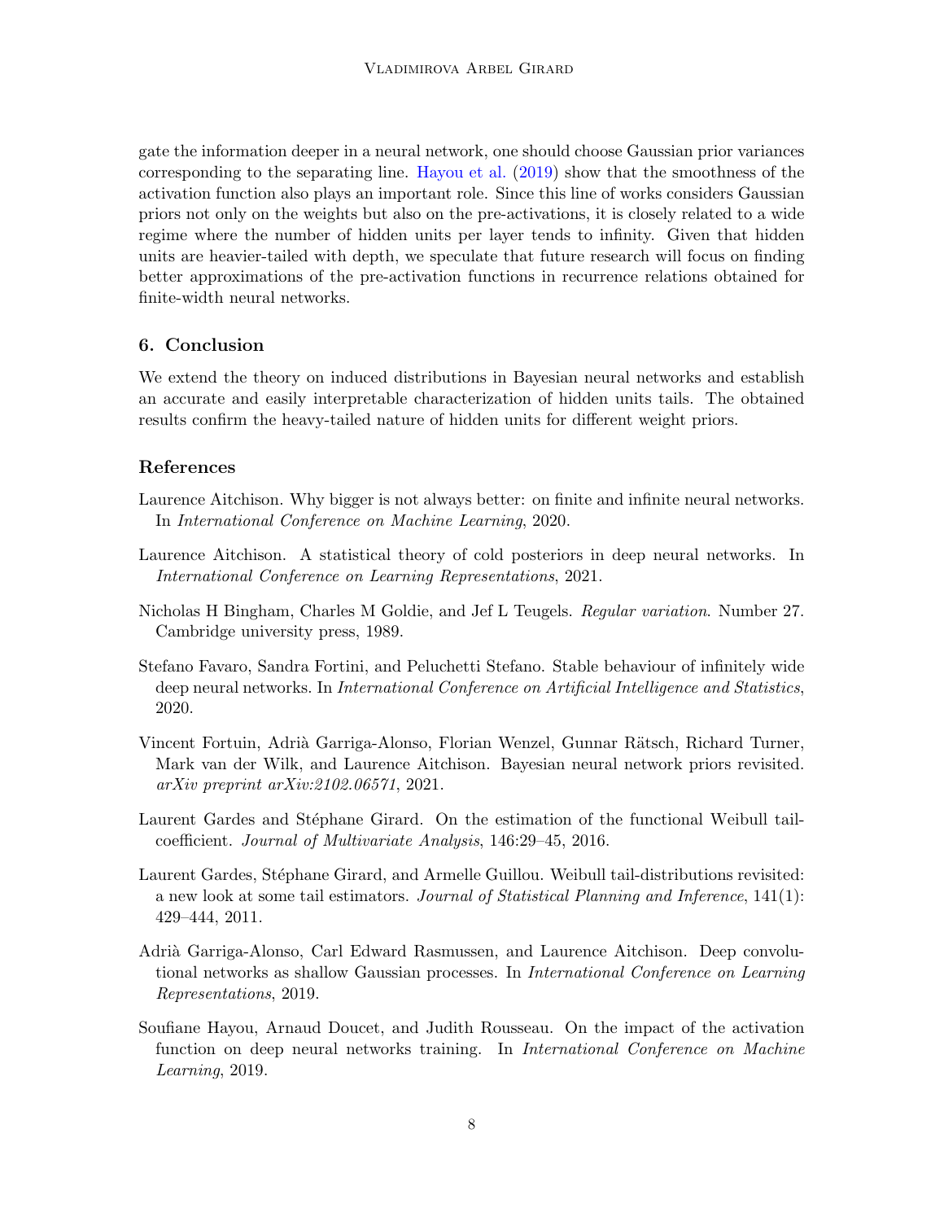gate the information deeper in a neural network, one should choose Gaussian prior variances corresponding to the separating line. Hayou et al. (2019) show that the smoothness of the activation function also plays an important role. Since this line of works considers Gaussian priors not only on the weights but also on the pre-activations, it is closely related to a wide regime where the number of hidden units per layer tends to infinity. Given that hidden units are heavier-tailed with depth, we speculate that future research will focus on finding better approximations of the pre-activation functions in recurrence relations obtained for finite-width neural networks.

## 6. Conclusion

We extend the theory on induced distributions in Bayesian neural networks and establish an accurate and easily interpretable characterization of hidden units tails. The obtained results confirm the heavy-tailed nature of hidden units for different weight priors.

## References

Laurence Aitchison. Why bigger is not always better: on finite and infinite neural networks. In *International Conference on Machine Learning*, 2020.

Laurence Aitchison. A statistical theory of cold posteriors in deep neural networks. In *International Conference on Learning Representations*, 2021.

Nicholas H Bingham, Charles M Goldie, and Jef L Teugels. *Regular variation*. Number 27. Cambridge university press, 1989.

Stefano Favaro, Sandra Fortini, and Peluchetti Stefano. Stable behaviour of infinitely wide deep neural networks. In *International Conference on Artificial Intelligence and Statistics*, 2020.

Vincent Fortuin, Adrià Garriga-Alonso, Florian Wenzel, Gunnar Rätsch, Richard Turner, Mark van der Wilk, and Laurence Aitchison. Bayesian neural network priors revisited. *arXiv preprint arXiv:2102.06571*, 2021.

Laurent Gardes and Stéphane Girard. On the estimation of the functional Weibull tail-coefficient. *Journal of Multivariate Analysis*, 146:29–45, 2016.

Laurent Gardes, Stéphane Girard, and Armelle Guillou. Weibull tail-distributions revisited: a new look at some tail estimators. *Journal of Statistical Planning and Inference*, 141(1): 429–444, 2011.

Adrià Garriga-Alonso, Carl Edward Rasmussen, and Laurence Aitchison. Deep convolutional networks as shallow Gaussian processes. In *International Conference on Learning Representations*, 2019.

Soufiane Hayou, Arnaud Doucet, and Judith Rousseau. On the impact of the activation function on deep neural networks training. In *International Conference on Machine Learning*, 2019.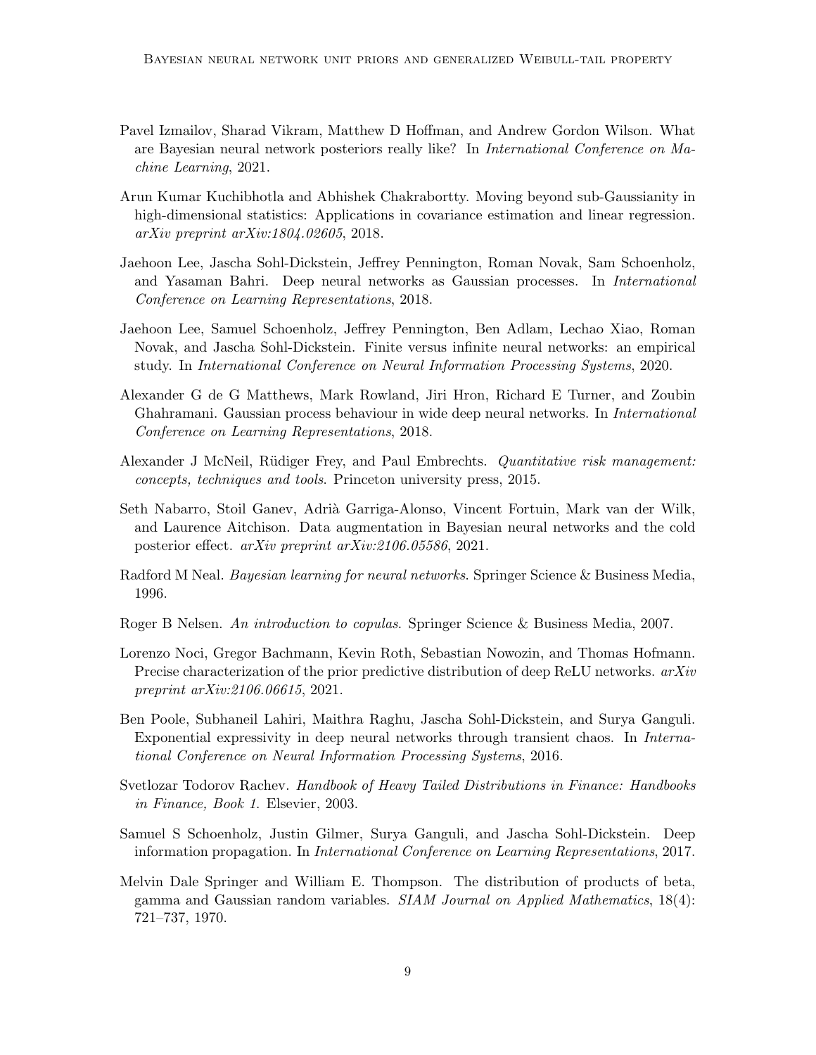Pavel Izmailov, Sharad Vikram, Matthew D Hoffman, and Andrew Gordon Wilson. What are Bayesian neural network posteriors really like? In *International Conference on Machine Learning*, 2021.

Arun Kumar Kuchibhotla and Abhishek Chakrabortty. Moving beyond sub-Gaussianity in high-dimensional statistics: Applications in covariance estimation and linear regression. *arXiv preprint arXiv:1804.02605*, 2018.

Jaehoon Lee, Jascha Sohl-Dickstein, Jeffrey Pennington, Roman Novak, Sam Schoenholz, and Yasaman Bahri. Deep neural networks as Gaussian processes. In *International Conference on Learning Representations*, 2018.

Jaehoon Lee, Samuel Schoenholz, Jeffrey Pennington, Ben Adlam, Lechao Xiao, Roman Novak, and Jascha Sohl-Dickstein. Finite versus infinite neural networks: an empirical study. In *International Conference on Neural Information Processing Systems*, 2020.

Alexander G de G Matthews, Mark Rowland, Jiri Hron, Richard E Turner, and Zoubin Ghahramani. Gaussian process behaviour in wide deep neural networks. In *International Conference on Learning Representations*, 2018.

Alexander J McNeil, Rüdiger Frey, and Paul Embrechts. *Quantitative risk management: concepts, techniques and tools*. Princeton university press, 2015.

Seth Nabarro, Stoil Ganev, Adrià Garriga-Alonso, Vincent Fortuin, Mark van der Wilk, and Laurence Aitchison. Data augmentation in Bayesian neural networks and the cold posterior effect. *arXiv preprint arXiv:2106.05586*, 2021.

Radford M Neal. *Bayesian learning for neural networks*. Springer Science & Business Media, 1996.

Roger B Nelsen. *An introduction to copulas*. Springer Science & Business Media, 2007.

Lorenzo Noci, Gregor Bachmann, Kevin Roth, Sebastian Nowozin, and Thomas Hofmann. Precise characterization of the prior predictive distribution of deep ReLU networks. *arXiv preprint arXiv:2106.06615*, 2021.

Ben Poole, Subhaneil Lahiri, Maithra Raghu, Jascha Sohl-Dickstein, and Surya Ganguli. Exponential expressivity in deep neural networks through transient chaos. In *International Conference on Neural Information Processing Systems*, 2016.

Svetlozar Todorov Rachev. *Handbook of Heavy Tailed Distributions in Finance: Handbooks in Finance, Book 1.* Elsevier, 2003.

Samuel S Schoenholz, Justin Gilmer, Surya Ganguli, and Jascha Sohl-Dickstein. Deep information propagation. In *International Conference on Learning Representations*, 2017.

Melvin Dale Springer and William E. Thompson. The distribution of products of beta, gamma and Gaussian random variables. *SIAM Journal on Applied Mathematics*, 18(4): 721–737, 1970.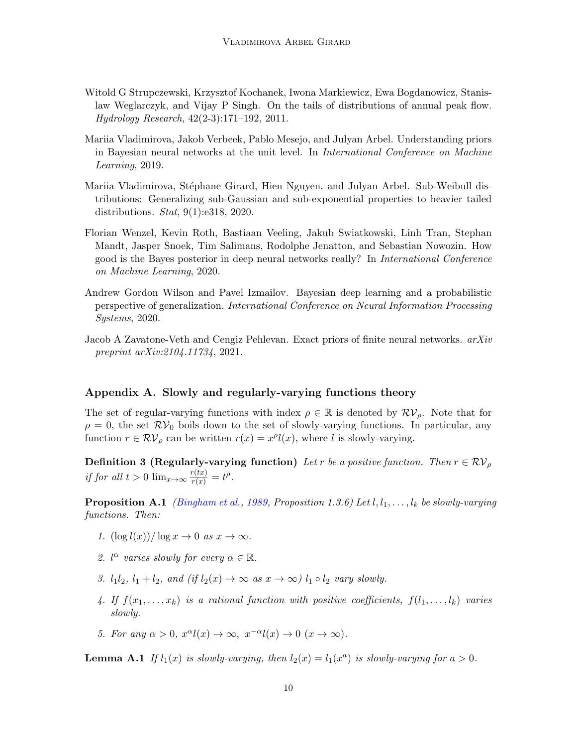Witold G Strupczewski, Krzysztof Kochanek, Iwona Markiewicz, Ewa Bogdanowicz, Stanislaw Weglarczyk, and Vijay P Singh. On the tails of distributions of annual peak flow. *Hydrology Research*, 42(2-3):171–192, 2011.

Mariia Vladimirova, Jakob Verbeek, Pablo Mesejo, and Julyan Arbel. Understanding priors in Bayesian neural networks at the unit level. In *International Conference on Machine Learning*, 2019.

Mariia Vladimirova, Stéphane Girard, Hien Nguyen, and Julyan Arbel. Sub-Weibull distributions: Generalizing sub-Gaussian and sub-exponential properties to heavier tailed distributions. *Stat*, 9(1):e318, 2020.

Florian Wenzel, Kevin Roth, Bastiaan Veeling, Jakub Swiatkowski, Linh Tran, Stephan Mandt, Jasper Snoek, Tim Salimans, Rodolphe Jenatton, and Sebastian Nowozin. How good is the Bayes posterior in deep neural networks really? In *International Conference on Machine Learning*, 2020.

Andrew Gordon Wilson and Pavel Izmailov. Bayesian deep learning and a probabilistic perspective of generalization. *International Conference on Neural Information Processing Systems*, 2020.

Jacob A Zavatone-Veth and Cengiz Pehlevan. Exact priors of finite neural networks. *arXiv preprint arXiv:2104.11734*, 2021.

## Appendix A. Slowly and regularly-varying functions theory

The set of regular-varying functions with index $\rho \in \mathbb{R}$ is denoted by $\mathcal{RV}_\rho$. Note that for $\rho = 0$, the set $\mathcal{RV}_0$ boils down to the set of slowly-varying functions. In particular, any function $r \in \mathcal{RV}_\rho$ can be written $r(x) = x^\rho l(x)$, where $l$ is slowly-varying.

**Definition 3 (Regularly-varying function)** *Let $r$ be a positive function. Then $r \in \mathcal{RV}_\rho$ if for all $t > 0$ $\lim_{x\to\infty} \frac{r(tx)}{r(x)} = t^\rho$.*

**Proposition A.1** *(Bingham et al., 1989, Proposition 1.3.6) Let $l, l_1, \dots, l_k$ be slowly-varying functions. Then:*

1. *$(\log l(x))/\log x \to 0$ as $x \to \infty$.*
2. *$l^\alpha$ varies slowly for every $\alpha \in \mathbb{R}$.*
3. *$l_1 l_2$, $l_1 + l_2$, and (if $l_2(x) \to \infty$ as $x \to \infty$) $l_1 \circ l_2$ vary slowly.*
4. *If $f(x_1, \dots, x_k)$ is a rational function with positive coefficients, $f(l_1, \dots, l_k)$ varies slowly.*
5. *For any $\alpha > 0$, $x^\alpha l(x) \to \infty$, $x^{-\alpha} l(x) \to 0$ $(x \to \infty)$.*

**Lemma A.1** *If $l_1(x)$ is slowly-varying, then $l_2(x) = l_1(x^a)$ is slowly-varying for $a > 0$.*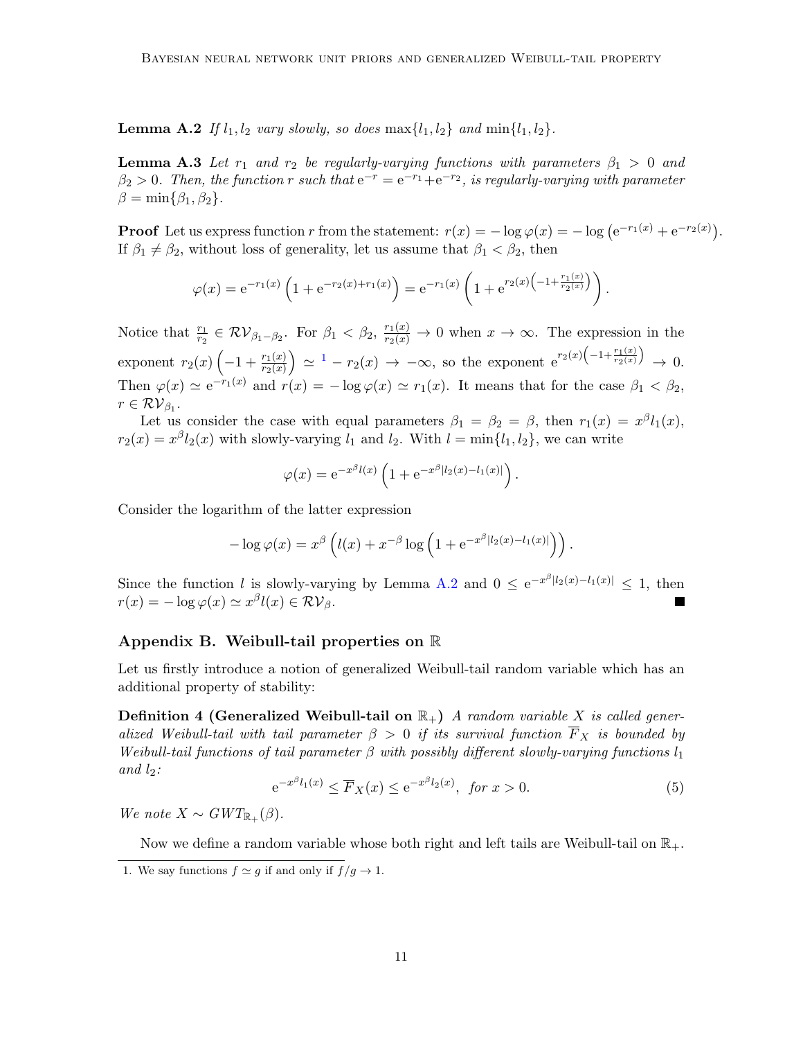**Lemma A.2** *If $l_1, l_2$ vary slowly, so does $\max\{l_1, l_2\}$ and $\min\{l_1, l_2\}$.*

**Lemma A.3** *Let $r_1$ and $r_2$ be regularly-varying functions with parameters $\beta_1 > 0$ and $\beta_2 > 0$. Then, the function $r$ such that $\mathrm{e}^{-r} = \mathrm{e}^{-r_1} + \mathrm{e}^{-r_2}$, is regularly-varying with parameter $\beta = \min\{\beta_1, \beta_2\}$.*

**Proof** Let us express function $r$ from the statement: $r(x) = -\log \varphi(x) = -\log \left(\mathrm{e}^{-r_1(x)} + \mathrm{e}^{-r_2(x)}\right)$. If $\beta_1 \neq \beta_2$, without loss of generality, let us assume that $\beta_1 < \beta_2$, then

$$\varphi(x) = \mathrm{e}^{-r_1(x)} \left(1 + \mathrm{e}^{-r_2(x) + r_1(x)}\right) = \mathrm{e}^{-r_1(x)} \left(1 + \mathrm{e}^{r_2(x)\left(-1 + \frac{r_1(x)}{r_2(x)}\right)}\right).$$

Notice that $\frac{r_1}{r_2} \in \mathcal{RV}_{\beta_1 - \beta_2}$. For $\beta_1 < \beta_2$, $\frac{r_1(x)}{r_2(x)} \to 0$ when $x \to \infty$. The expression in the exponent $r_2(x)\left(-1 + \frac{r_1(x)}{r_2(x)}\right) \simeq$ [1] $- r_2(x) \to -\infty$, so the exponent $\mathrm{e}^{r_2(x)\left(-1 + \frac{r_1(x)}{r_2(x)}\right)} \to 0$. Then $\varphi(x) \simeq \mathrm{e}^{-r_1(x)}$ and $r(x) = -\log \varphi(x) \simeq r_1(x)$. It means that for the case $\beta_1 < \beta_2$, $r \in \mathcal{RV}_{\beta_1}$.

Let us consider the case with equal parameters $\beta_1 = \beta_2 = \beta$, then $r_1(x) = x^\beta l_1(x)$, $r_2(x) = x^\beta l_2(x)$ with slowly-varying $l_1$ and $l_2$. With $l = \min\{l_1, l_2\}$, we can write

$$\varphi(x) = \mathrm{e}^{-x^\beta l(x)} \left(1 + \mathrm{e}^{-x^\beta |l_2(x) - l_1(x)|}\right).$$

Consider the logarithm of the latter expression

$$-\log \varphi(x) = x^\beta \left(l(x) + x^{-\beta} \log \left(1 + \mathrm{e}^{-x^\beta |l_2(x) - l_1(x)|}\right)\right).$$

Since the function $l$ is slowly-varying by Lemma A.2 and $0 \leq \mathrm{e}^{-x^\beta |l_2(x) - l_1(x)|} \leq 1$, then $r(x) = -\log \varphi(x) \simeq x^\beta l(x) \in \mathcal{RV}_\beta$. ∎

## Appendix B. Weibull-tail properties on $\mathbb{R}$

Let us firstly introduce a notion of generalized Weibull-tail random variable which has an additional property of stability:

**Definition 4 (Generalized Weibull-tail on $\mathbb{R}_+$)** *A random variable $X$ is called generalized Weibull-tail with tail parameter $\beta > 0$ if its survival function $\overline{F}_X$ is bounded by Weibull-tail functions of tail parameter $\beta$ with possibly different slowly-varying functions $l_1$ and $l_2$:*

$$\mathrm{e}^{-x^\beta l_1(x)} \leq \overline{F}_X(x) \leq \mathrm{e}^{-x^\beta l_2(x)}, \;\; \textit{for } x > 0. \tag{5}$$

*We note $X \sim GWT_{\mathbb{R}_+}(\beta)$.*

Now we define a random variable whose both right and left tails are Weibull-tail on $\mathbb{R}_+$.

[1] We say functions $f \simeq g$ if and only if $f/g \to 1$.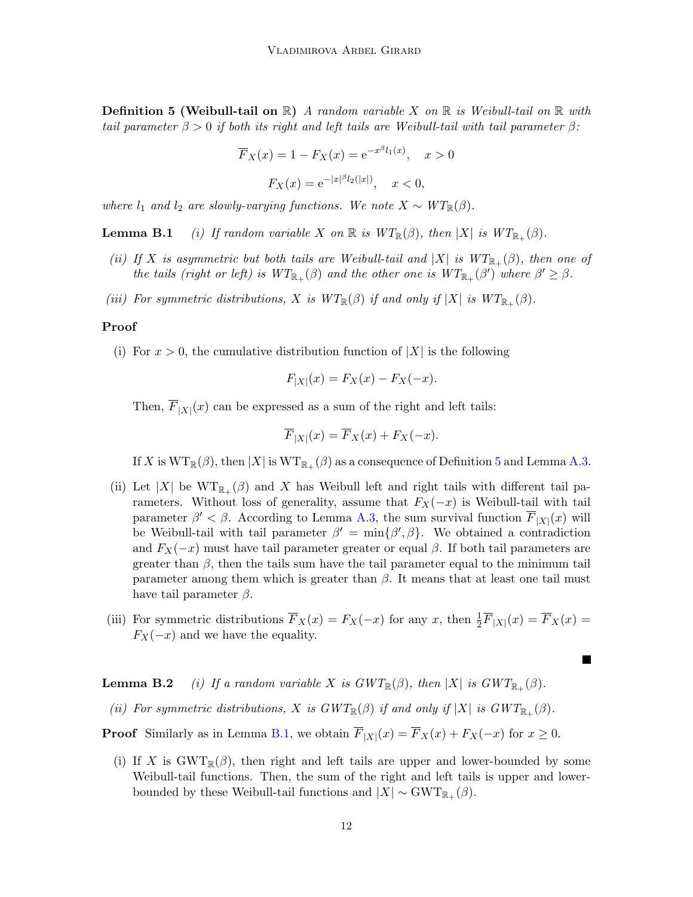**Definition 5 (Weibull-tail on $\mathbb{R}$)** *A random variable $X$ on $\mathbb{R}$ is Weibull-tail on $\mathbb{R}$ with tail parameter $\beta > 0$ if both its right and left tails are Weibull-tail with tail parameter $\beta$:*

$$\overline{F}_X(x) = 1 - F_X(x) = \mathrm{e}^{-x^{\beta} l_1(x)}, \quad x > 0$$

$$F_X(x) = \mathrm{e}^{-|x|^{\beta} l_2(|x|)}, \quad x < 0,$$

*where $l_1$ and $l_2$ are slowly-varying functions. We note $X \sim WT_{\mathbb{R}}(\beta)$.*

**Lemma B.1** *(i) If random variable $X$ on $\mathbb{R}$ is $WT_{\mathbb{R}}(\beta)$, then $|X|$ is $WT_{\mathbb{R}_+}(\beta)$.*

*(ii) If $X$ is asymmetric but both tails are Weibull-tail and $|X|$ is $WT_{\mathbb{R}_+}(\beta)$, then one of the tails (right or left) is $WT_{\mathbb{R}_+}(\beta)$ and the other one is $WT_{\mathbb{R}_+}(\beta')$ where $\beta' \geq \beta$.*

*(iii) For symmetric distributions, $X$ is $WT_{\mathbb{R}}(\beta)$ if and only if $|X|$ is $WT_{\mathbb{R}_+}(\beta)$.*

**Proof**

(i) For $x > 0$, the cumulative distribution function of $|X|$ is the following

$$F_{|X|}(x) = F_X(x) - F_X(-x).$$

Then, $\overline{F}_{|X|}(x)$ can be expressed as a sum of the right and left tails:

$$\overline{F}_{|X|}(x) = \overline{F}_X(x) + F_X(-x).$$

If $X$ is $\mathrm{WT}_{\mathbb{R}}(\beta)$, then $|X|$ is $\mathrm{WT}_{\mathbb{R}_+}(\beta)$ as a consequence of Definition 5 and Lemma A.3.

(ii) Let $|X|$ be $\mathrm{WT}_{\mathbb{R}_+}(\beta)$ and $X$ has Weibull left and right tails with different tail parameters. Without loss of generality, assume that $F_X(-x)$ is Weibull-tail with tail parameter $\beta' < \beta$. According to Lemma A.3, the sum survival function $\overline{F}_{|X|}(x)$ will be Weibull-tail with tail parameter $\beta' = \min\{\beta', \beta\}$. We obtained a contradiction and $F_X(-x)$ must have tail parameter greater or equal $\beta$. If both tail parameters are greater than $\beta$, then the tails sum have the tail parameter equal to the minimum tail parameter among them which is greater than $\beta$. It means that at least one tail must have tail parameter $\beta$.

(iii) For symmetric distributions $\overline{F}_X(x) = F_X(-x)$ for any $x$, then $\frac{1}{2}\overline{F}_{|X|}(x) = \overline{F}_X(x) = F_X(-x)$ and we have the equality.

■

**Lemma B.2** *(i) If a random variable $X$ is $GWT_{\mathbb{R}}(\beta)$, then $|X|$ is $GWT_{\mathbb{R}_+}(\beta)$.*

*(ii) For symmetric distributions, $X$ is $GWT_{\mathbb{R}}(\beta)$ if and only if $|X|$ is $GWT_{\mathbb{R}_+}(\beta)$.*

**Proof** Similarly as in Lemma B.1, we obtain $\overline{F}_{|X|}(x) = \overline{F}_X(x) + F_X(-x)$ for $x \geq 0$.

(i) If $X$ is $\mathrm{GWT}_{\mathbb{R}}(\beta)$, then right and left tails are upper and lower-bounded by some Weibull-tail functions. Then, the sum of the right and left tails is upper and lower-bounded by these Weibull-tail functions and $|X| \sim \mathrm{GWT}_{\mathbb{R}_+}(\beta)$.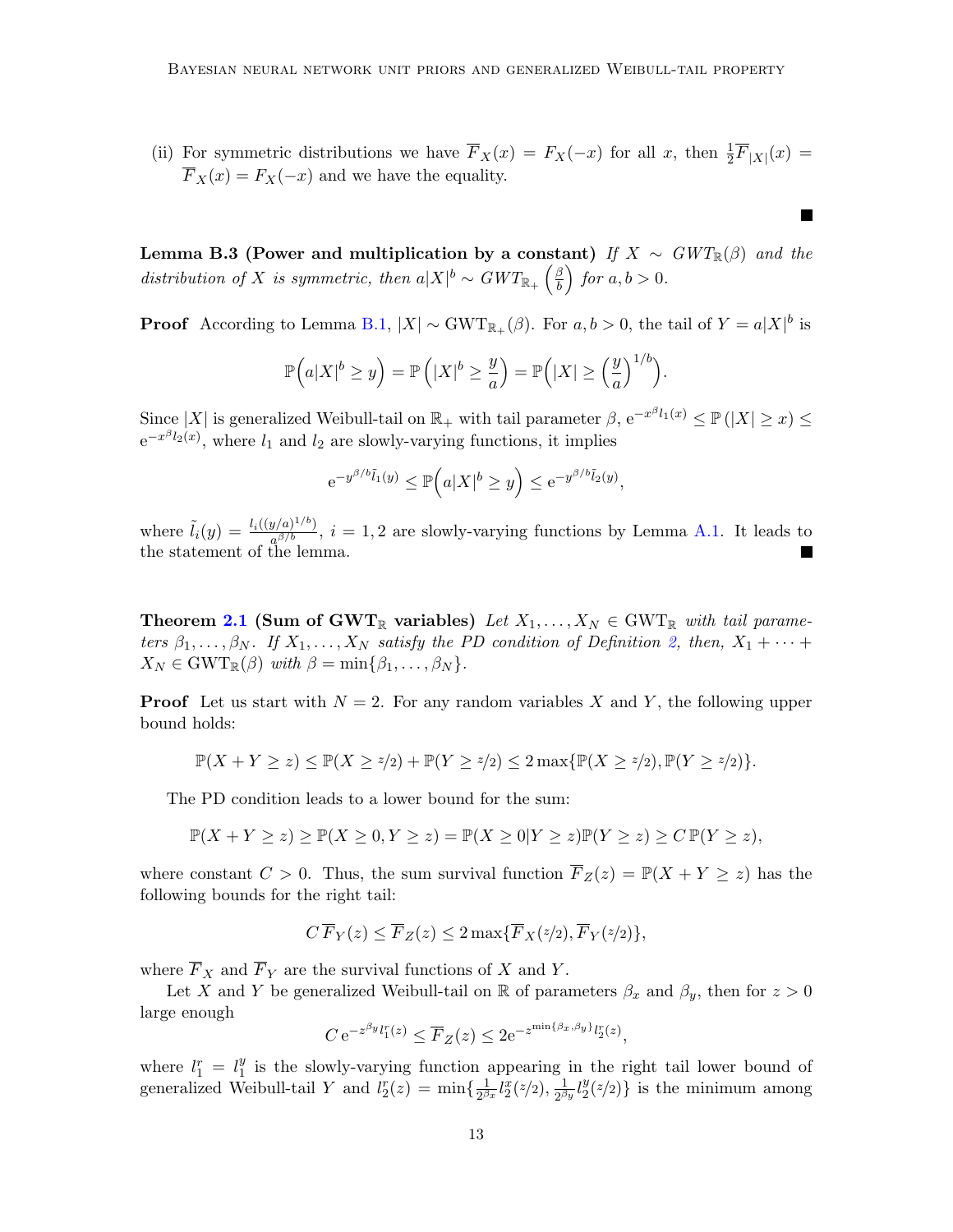(ii) For symmetric distributions we have $\overline{F}_X(x) = F_X(-x)$ for all $x$, then $\frac{1}{2}\overline{F}_{|X|}(x) = \overline{F}_X(x) = F_X(-x)$ and we have the equality.

■

**Lemma B.3 (Power and multiplication by a constant)** *If $X \sim GWT_{\mathbb{R}}(\beta)$ and the distribution of $X$ is symmetric, then $a|X|^b \sim GWT_{\mathbb{R}_+}\left(\frac{\beta}{b}\right)$ for $a, b > 0$.*

**Proof** According to Lemma B.1, $|X| \sim \mathrm{GWT}_{\mathbb{R}_+}(\beta)$. For $a, b > 0$, the tail of $Y = a|X|^b$ is

$$\mathbb{P}\Big(a|X|^b \geq y\Big) = \mathbb{P}\left(|X|^b \geq \frac{y}{a}\right) = \mathbb{P}\Big(|X| \geq \Big(\frac{y}{a}\Big)^{1/b}\Big).$$

Since $|X|$ is generalized Weibull-tail on $\mathbb{R}_+$ with tail parameter $\beta$, $\mathrm{e}^{-x^\beta l_1(x)} \leq \mathbb{P}\left(|X| \geq x\right) \leq \mathrm{e}^{-x^\beta l_2(x)}$, where $l_1$ and $l_2$ are slowly-varying functions, it implies

$$\mathrm{e}^{-y^{\beta/b}\tilde{l}_1(y)} \leq \mathbb{P}\Big(a|X|^b \geq y\Big) \leq \mathrm{e}^{-y^{\beta/b}\tilde{l}_2(y)},$$

where $\tilde{l}_i(y) = \frac{l_i((y/a)^{1/b})}{a^{\beta/b}}$, $i = 1, 2$ are slowly-varying functions by Lemma A.1. It leads to the statement of the lemma. ■

**Theorem 2.1 (Sum of $\mathrm{GWT}_{\mathbb{R}}$ variables)** *Let $X_1, \ldots, X_N \in \mathrm{GWT}_{\mathbb{R}}$ with tail parameters $\beta_1, \ldots, \beta_N$. If $X_1, \ldots, X_N$ satisfy the PD condition of Definition 2, then, $X_1 + \cdots + X_N \in \mathrm{GWT}_{\mathbb{R}}(\beta)$ with $\beta = \min\{\beta_1, \ldots, \beta_N\}$.*

**Proof** Let us start with $N = 2$. For any random variables $X$ and $Y$, the following upper bound holds:

$$\mathbb{P}(X + Y \geq z) \leq \mathbb{P}(X \geq z/2) + \mathbb{P}(Y \geq z/2) \leq 2\max\{\mathbb{P}(X \geq z/2), \mathbb{P}(Y \geq z/2)\}.$$

The PD condition leads to a lower bound for the sum:

$$\mathbb{P}(X + Y \geq z) \geq \mathbb{P}(X \geq 0, Y \geq z) = \mathbb{P}(X \geq 0 | Y \geq z)\mathbb{P}(Y \geq z) \geq C\,\mathbb{P}(Y \geq z),$$

where constant $C > 0$. Thus, the sum survival function $\overline{F}_Z(z) = \mathbb{P}(X + Y \geq z)$ has the following bounds for the right tail:

$$C\,\overline{F}_Y(z) \leq \overline{F}_Z(z) \leq 2\max\{\overline{F}_X(z/2), \overline{F}_Y(z/2)\},$$

where $\overline{F}_X$ and $\overline{F}_Y$ are the survival functions of $X$ and $Y$.

Let $X$ and $Y$ be generalized Weibull-tail on $\mathbb{R}$ of parameters $\beta_x$ and $\beta_y$, then for $z > 0$ large enough

$$C\,\mathrm{e}^{-z^{\beta_y} l_1^r(z)} \leq \overline{F}_Z(z) \leq 2\mathrm{e}^{-z^{\min\{\beta_x, \beta_y\}} l_2^r(z)},$$

where $l_1^r = l_1^y$ is the slowly-varying function appearing in the right tail lower bound of generalized Weibull-tail $Y$ and $l_2^r(z) = \min\{\frac{1}{2^{\beta_x}} l_2^x(z/2), \frac{1}{2^{\beta_y}} l_2^y(z/2)\}$ is the minimum among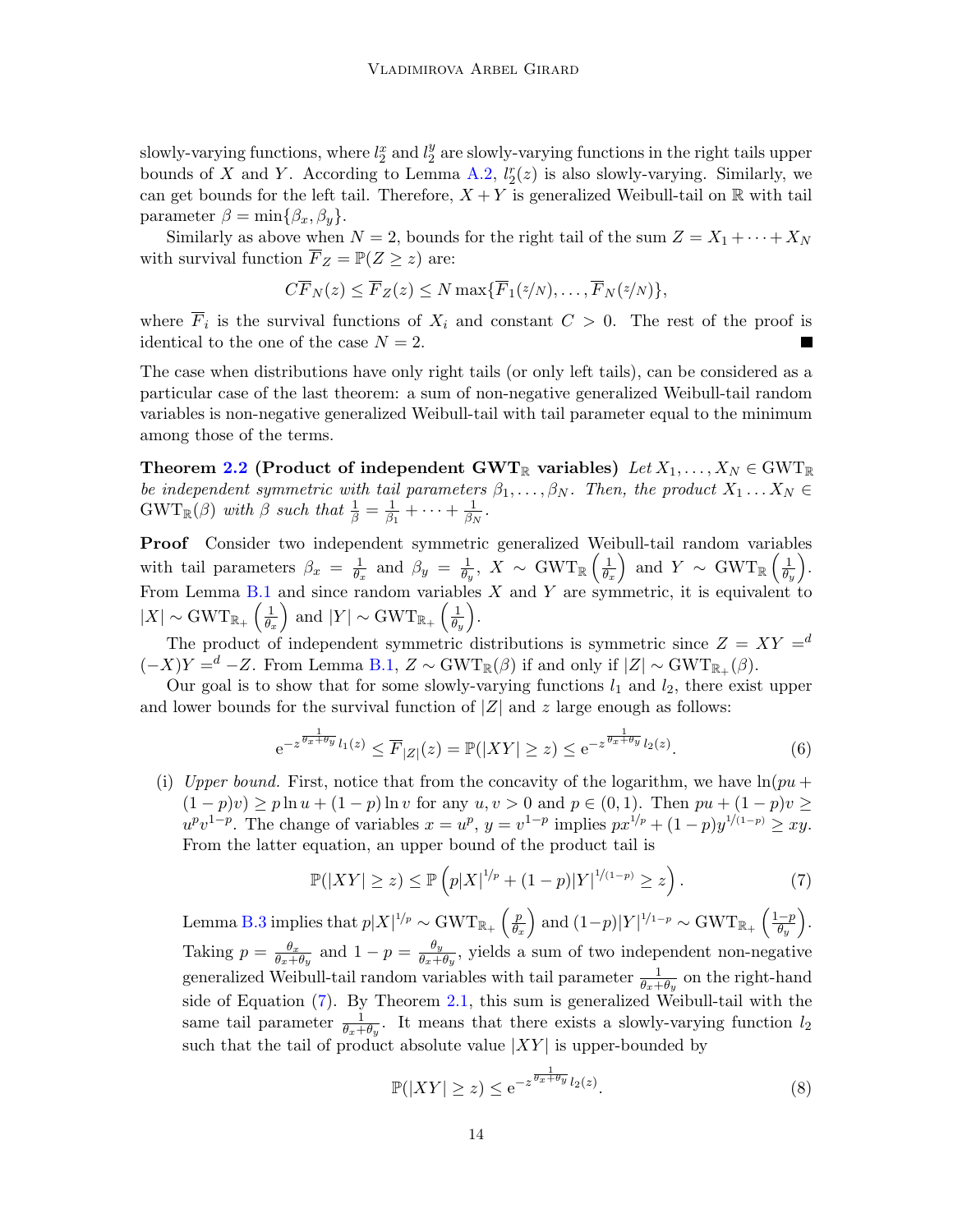slowly-varying functions, where $l_2^x$ and $l_2^y$ are slowly-varying functions in the right tails upper bounds of $X$ and $Y$. According to Lemma A.2, $l_2^r(z)$ is also slowly-varying. Similarly, we can get bounds for the left tail. Therefore, $X + Y$ is generalized Weibull-tail on $\mathbb{R}$ with tail parameter $\beta = \min\{\beta_x, \beta_y\}$.

Similarly as above when $N = 2$, bounds for the right tail of the sum $Z = X_1 + \cdots + X_N$ with survival function $\overline{F}_Z = \mathbb{P}(Z \geq z)$ are:

$$C\overline{F}_N(z) \leq \overline{F}_Z(z) \leq N \max\{\overline{F}_1(z/N), \ldots, \overline{F}_N(z/N)\},$$

where $\overline{F}_i$ is the survival functions of $X_i$ and constant $C > 0$. The rest of the proof is identical to the one of the case $N = 2$. ■

The case when distributions have only right tails (or only left tails), can be considered as a particular case of the last theorem: a sum of non-negative generalized Weibull-tail random variables is non-negative generalized Weibull-tail with tail parameter equal to the minimum among those of the terms.

**Theorem 2.2 (Product of independent $\mathrm{GWT}_{\mathbb{R}}$ variables)** *Let $X_1, \ldots, X_N \in \mathrm{GWT}_{\mathbb{R}}$ be independent symmetric with tail parameters $\beta_1, \ldots, \beta_N$. Then, the product $X_1 \ldots X_N \in \mathrm{GWT}_{\mathbb{R}}(\beta)$ with $\beta$ such that $\frac{1}{\beta} = \frac{1}{\beta_1} + \cdots + \frac{1}{\beta_N}$.*

**Proof** Consider two independent symmetric generalized Weibull-tail random variables with tail parameters $\beta_x = \frac{1}{\theta_x}$ and $\beta_y = \frac{1}{\theta_y}$, $X \sim \mathrm{GWT}_{\mathbb{R}}\left(\frac{1}{\theta_x}\right)$ and $Y \sim \mathrm{GWT}_{\mathbb{R}}\left(\frac{1}{\theta_y}\right)$. From Lemma B.1 and since random variables $X$ and $Y$ are symmetric, it is equivalent to $|X| \sim \mathrm{GWT}_{\mathbb{R}_+}\left(\frac{1}{\theta_x}\right)$ and $|Y| \sim \mathrm{GWT}_{\mathbb{R}_+}\left(\frac{1}{\theta_y}\right)$.

The product of independent symmetric distributions is symmetric since $Z = XY =^d (-X)Y =^d -Z$. From Lemma B.1, $Z \sim \mathrm{GWT}_{\mathbb{R}}(\beta)$ if and only if $|Z| \sim \mathrm{GWT}_{\mathbb{R}_+}(\beta)$.

Our goal is to show that for some slowly-varying functions $l_1$ and $l_2$, there exist upper and lower bounds for the survival function of $|Z|$ and $z$ large enough as follows:

$$\mathrm{e}^{-z^{\frac{1}{\theta_x+\theta_y}} l_1(z)} \leq \overline{F}_{|Z|}(z) = \mathbb{P}(|XY| \geq z) \leq \mathrm{e}^{-z^{\frac{1}{\theta_x+\theta_y}} l_2(z)}. \tag{6}$$

(i) *Upper bound.* First, notice that from the concavity of the logarithm, we have $\ln(pu + (1-p)v) \geq p \ln u + (1-p) \ln v$ for any $u, v > 0$ and $p \in (0, 1)$. Then $pu + (1-p)v \geq u^p v^{1-p}$. The change of variables $x = u^p$, $y = v^{1-p}$ implies $px^{1/p} + (1-p)y^{1/(1-p)} \geq xy$. From the latter equation, an upper bound of the product tail is

$$\mathbb{P}(|XY| \geq z) \leq \mathbb{P}\left(p|X|^{1/p} + (1-p)|Y|^{1/(1-p)} \geq z\right). \tag{7}$$

Lemma B.3 implies that $p|X|^{1/p} \sim \mathrm{GWT}_{\mathbb{R}_+}\left(\frac{p}{\theta_x}\right)$ and $(1-p)|Y|^{1/1-p} \sim \mathrm{GWT}_{\mathbb{R}_+}\left(\frac{1-p}{\theta_y}\right)$. Taking $p = \frac{\theta_x}{\theta_x+\theta_y}$ and $1 - p = \frac{\theta_y}{\theta_x+\theta_y}$, yields a sum of two independent non-negative generalized Weibull-tail random variables with tail parameter $\frac{1}{\theta_x+\theta_y}$ on the right-hand side of Equation (7). By Theorem 2.1, this sum is generalized Weibull-tail with the same tail parameter $\frac{1}{\theta_x+\theta_y}$. It means that there exists a slowly-varying function $l_2$ such that the tail of product absolute value $|XY|$ is upper-bounded by

$$\mathbb{P}(|XY| \geq z) \leq \mathrm{e}^{-z^{\frac{1}{\theta_x+\theta_y}} l_2(z)}. \tag{8}$$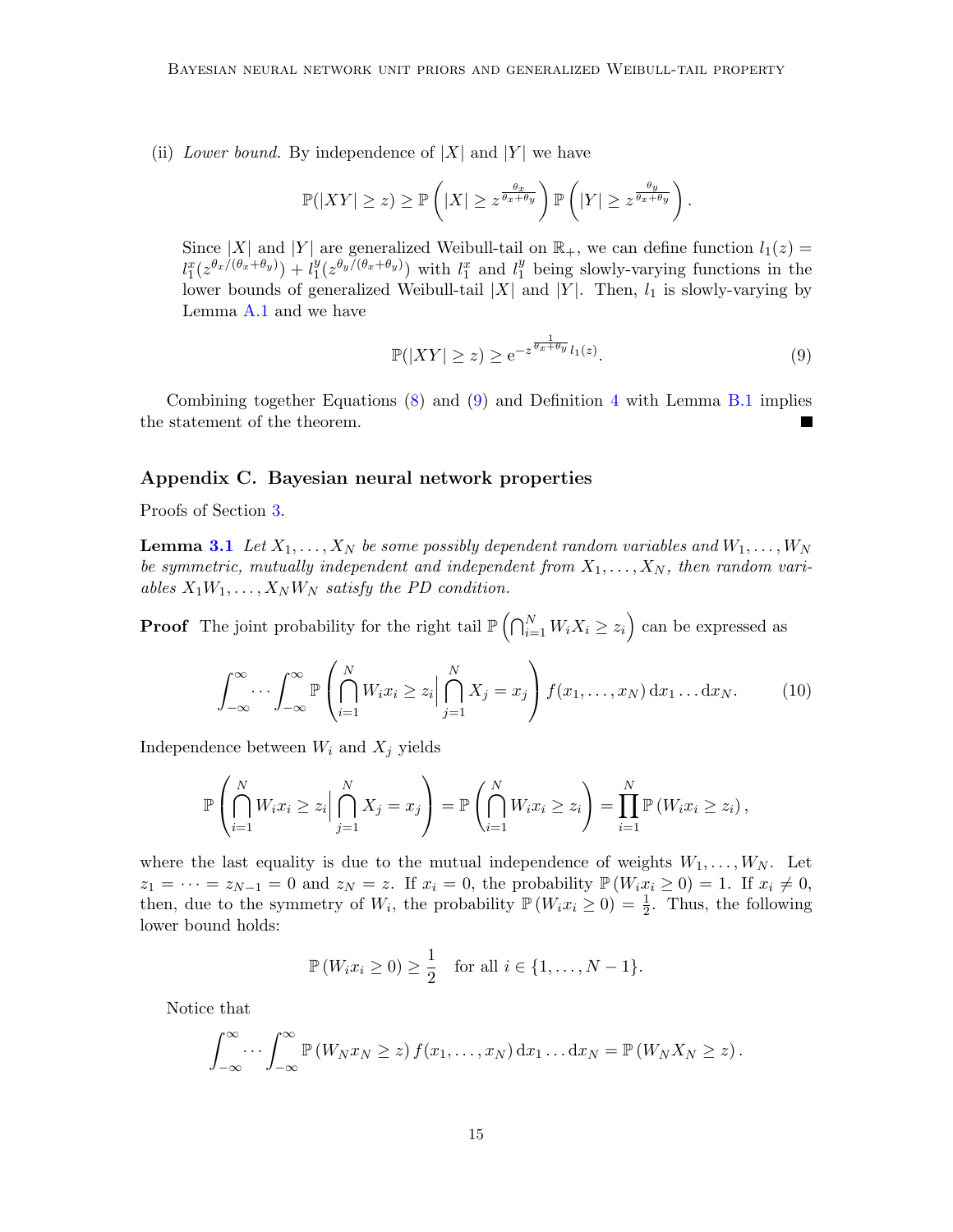(ii) *Lower bound.* By independence of $|X|$ and $|Y|$ we have

$$\mathbb{P}(|XY| \geq z) \geq \mathbb{P}\left(|X| \geq z^{\frac{\theta_x}{\theta_x+\theta_y}}\right) \mathbb{P}\left(|Y| \geq z^{\frac{\theta_y}{\theta_x+\theta_y}}\right).$$

Since $|X|$ and $|Y|$ are generalized Weibull-tail on $\mathbb{R}_+$, we can define function $l_1(z) = l_1^x(z^{\theta_x/(\theta_x+\theta_y)}) + l_1^y(z^{\theta_y/(\theta_x+\theta_y)})$ with $l_1^x$ and $l_1^y$ being slowly-varying functions in the lower bounds of generalized Weibull-tail $|X|$ and $|Y|$. Then, $l_1$ is slowly-varying by Lemma A.1 and we have

$$\mathbb{P}(|XY| \geq z) \geq \mathrm{e}^{-z^{\frac{1}{\theta_x+\theta_y}} l_1(z)}. \tag{9}$$

Combining together Equations (8) and (9) and Definition 4 with Lemma B.1 implies the statement of the theorem. ∎

## Appendix C. Bayesian neural network properties

Proofs of Section 3.

**Lemma 3.1** *Let $X_1, \ldots, X_N$ be some possibly dependent random variables and $W_1, \ldots, W_N$ be symmetric, mutually independent and independent from $X_1, \ldots, X_N$, then random variables $X_1W_1, \ldots, X_NW_N$ satisfy the PD condition.*

**Proof** The joint probability for the right tail $\mathbb{P}\left(\bigcap_{i=1}^N W_iX_i \geq z_i\right)$ can be expressed as

$$\int_{-\infty}^{\infty} \cdots \int_{-\infty}^{\infty} \mathbb{P}\left(\bigcap_{i=1}^N W_i x_i \geq z_i \Big| \bigcap_{j=1}^N X_j = x_j\right) f(x_1, \ldots, x_N)\,\mathrm{d}x_1 \ldots \mathrm{d}x_N. \tag{10}$$

Independence between $W_i$ and $X_j$ yields

$$\mathbb{P}\left(\bigcap_{i=1}^N W_i x_i \geq z_i \Big| \bigcap_{j=1}^N X_j = x_j\right) = \mathbb{P}\left(\bigcap_{i=1}^N W_i x_i \geq z_i\right) = \prod_{i=1}^N \mathbb{P}\left(W_i x_i \geq z_i\right),$$

where the last equality is due to the mutual independence of weights $W_1, \ldots, W_N$. Let $z_1 = \cdots = z_{N-1} = 0$ and $z_N = z$. If $x_i = 0$, the probability $\mathbb{P}\left(W_i x_i \geq 0\right) = 1$. If $x_i \neq 0$, then, due to the symmetry of $W_i$, the probability $\mathbb{P}\left(W_i x_i \geq 0\right) = \frac{1}{2}$. Thus, the following lower bound holds:

$$\mathbb{P}\left(W_i x_i \geq 0\right) \geq \frac{1}{2} \quad \text{for all } i \in \{1, \ldots, N-1\}.$$

Notice that

$$\int_{-\infty}^{\infty} \cdots \int_{-\infty}^{\infty} \mathbb{P}\left(W_N x_N \geq z\right) f(x_1, \ldots, x_N)\,\mathrm{d}x_1 \ldots \mathrm{d}x_N = \mathbb{P}\left(W_N X_N \geq z\right).$$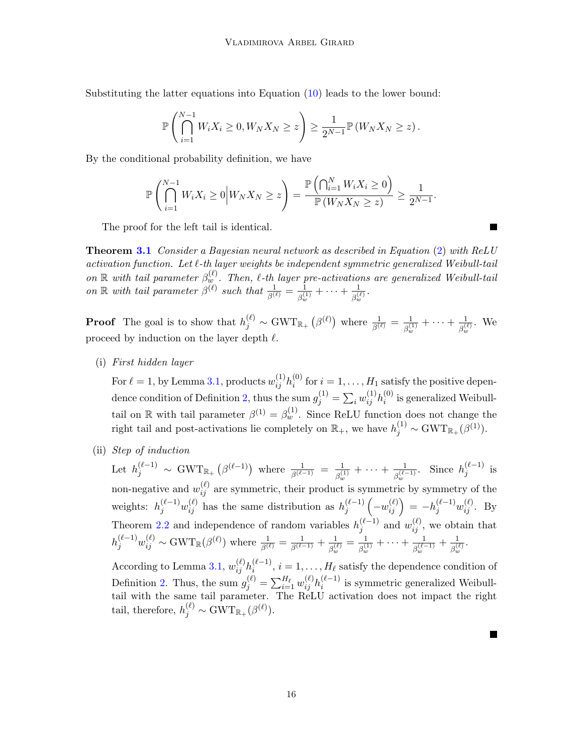Substituting the latter equations into Equation (10) leads to the lower bound:

$$\mathbb{P}\left(\bigcap_{i=1}^{N-1} W_i X_i \geq 0, W_N X_N \geq z\right) \geq \frac{1}{2^{N-1}} \mathbb{P}\left(W_N X_N \geq z\right).$$

By the conditional probability definition, we have

$$\mathbb{P}\left(\bigcap_{i=1}^{N-1} W_i X_i \geq 0 \Big| W_N X_N \geq z\right) = \frac{\mathbb{P}\left(\bigcap_{i=1}^{N} W_i X_i \geq 0\right)}{\mathbb{P}\left(W_N X_N \geq z\right)} \geq \frac{1}{2^{N-1}}.$$

The proof for the left tail is identical. ■

**Theorem 3.1** *Consider a Bayesian neural network as described in Equation (2) with ReLU activation function. Let $\ell$-th layer weights be independent symmetric generalized Weibull-tail on $\mathbb{R}$ with tail parameter $\beta_w^{(\ell)}$. Then, $\ell$-th layer pre-activations are generalized Weibull-tail on $\mathbb{R}$ with tail parameter $\beta^{(\ell)}$ such that $\frac{1}{\beta^{(\ell)}} = \frac{1}{\beta_w^{(1)}} + \cdots + \frac{1}{\beta_w^{(\ell)}}$.*

**Proof** The goal is to show that $h_j^{(\ell)} \sim \mathrm{GWT}_{\mathbb{R}_+}\left(\beta^{(\ell)}\right)$ where $\frac{1}{\beta^{(\ell)}} = \frac{1}{\beta_w^{(1)}} + \cdots + \frac{1}{\beta_w^{(\ell)}}$. We proceed by induction on the layer depth $\ell$.

(i) *First hidden layer*

For $\ell = 1$, by Lemma 3.1, products $w_{ij}^{(1)} h_i^{(0)}$ for $i = 1, \ldots, H_1$ satisfy the positive dependence condition of Definition 2, thus the sum $g_j^{(1)} = \sum_i w_{ij}^{(1)} h_i^{(0)}$ is generalized Weibull-tail on $\mathbb{R}$ with tail parameter $\beta^{(1)} = \beta_w^{(1)}$. Since ReLU function does not change the right tail and post-activations lie completely on $\mathbb{R}_+$, we have $h_j^{(1)} \sim \mathrm{GWT}_{\mathbb{R}_+}(\beta^{(1)})$.

(ii) *Step of induction*

Let $h_j^{(\ell-1)} \sim \mathrm{GWT}_{\mathbb{R}_+}\left(\beta^{(\ell-1)}\right)$ where $\frac{1}{\beta^{(\ell-1)}} = \frac{1}{\beta_w^{(1)}} + \cdots + \frac{1}{\beta_w^{(\ell-1)}}$. Since $h_j^{(\ell-1)}$ is non-negative and $w_{ij}^{(\ell)}$ are symmetric, their product is symmetric by symmetry of the weights: $h_j^{(\ell-1)} w_{ij}^{(\ell)}$ has the same distribution as $h_j^{(\ell-1)}\left(-w_{ij}^{(\ell)}\right) = -h_j^{(\ell-1)} w_{ij}^{(\ell)}$. By Theorem 2.2 and independence of random variables $h_j^{(\ell-1)}$ and $w_{ij}^{(\ell)}$, we obtain that $h_j^{(\ell-1)} w_{ij}^{(\ell)} \sim \mathrm{GWT}_{\mathbb{R}}(\beta^{(\ell)})$ where $\frac{1}{\beta^{(\ell)}} = \frac{1}{\beta^{(\ell-1)}} + \frac{1}{\beta_w^{(\ell)}} = \frac{1}{\beta_w^{(1)}} + \cdots + \frac{1}{\beta_w^{(\ell-1)}} + \frac{1}{\beta_w^{(\ell)}}$.

According to Lemma 3.1, $w_{ij}^{(\ell)} h_i^{(\ell-1)}$, $i = 1, \ldots, H_\ell$ satisfy the dependence condition of Definition 2. Thus, the sum $g_j^{(\ell)} = \sum_{i=1}^{H_\ell} w_{ij}^{(\ell)} h_i^{(\ell-1)}$ is symmetric generalized Weibull-tail with the same tail parameter. The ReLU activation does not impact the right tail, therefore, $h_j^{(\ell)} \sim \mathrm{GWT}_{\mathbb{R}_+}(\beta^{(\ell)})$.

■